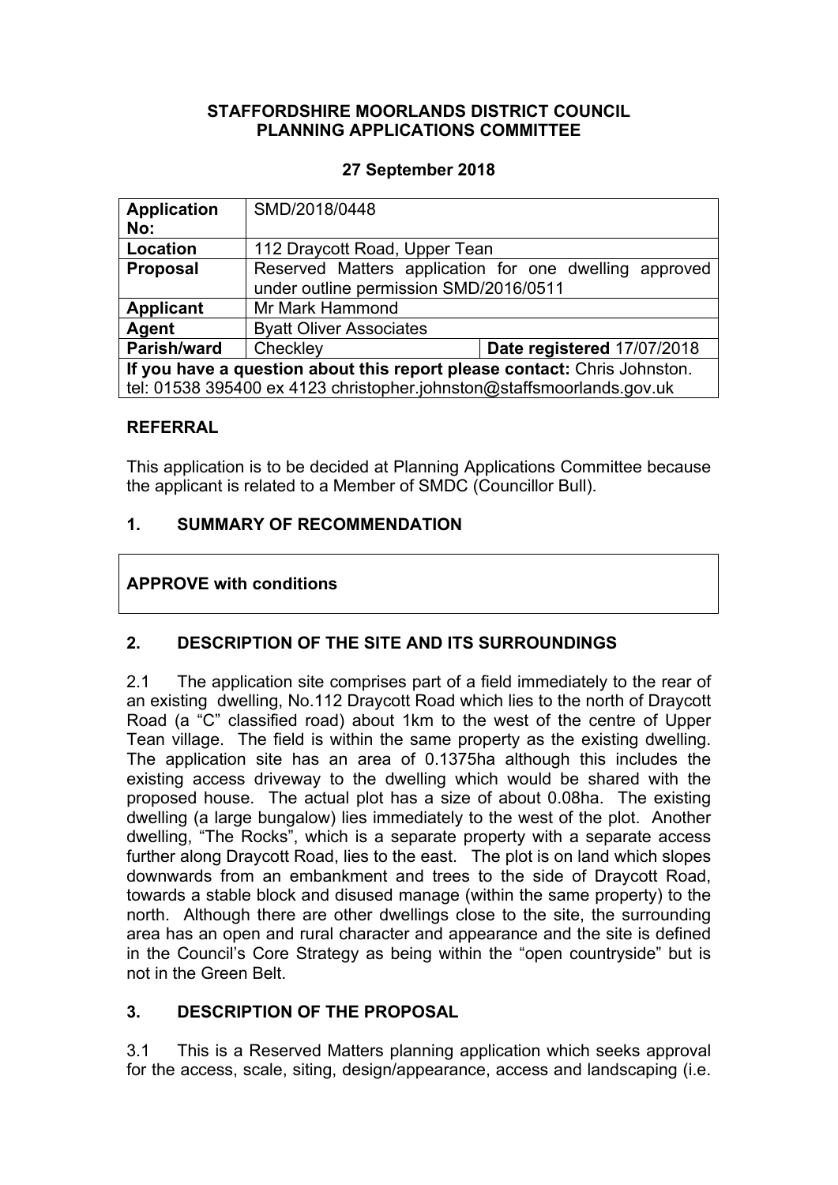# STAFFORDSHIRE MOORLANDS DISTRICT COUNCIL
# PLANNING APPLICATIONS COMMITTEE

**27 September 2018**

| | | |
|---|---|---|
| **Application No:** | SMD/2018/0448 | |
| **Location** | 112 Draycott Road, Upper Tean | |
| **Proposal** | Reserved Matters application for one dwelling approved under outline permission SMD/2016/0511 | |
| **Applicant** | Mr Mark Hammond | |
| **Agent** | Byatt Oliver Associates | |
| **Parish/ward** | Checkley | **Date registered** 17/07/2018 |
| **If you have a question about this report please contact:** Chris Johnston. tel: 01538 395400 ex 4123 christopher.johnston@staffsmoorlands.gov.uk | | |

## REFERRAL

This application is to be decided at Planning Applications Committee because the applicant is related to a Member of SMDC (Councillor Bull).

## 1. SUMMARY OF RECOMMENDATION

**APPROVE with conditions**

## 2. DESCRIPTION OF THE SITE AND ITS SURROUNDINGS

2.1 The application site comprises part of a field immediately to the rear of an existing dwelling, No.112 Draycott Road which lies to the north of Draycott Road (a "C" classified road) about 1km to the west of the centre of Upper Tean village. The field is within the same property as the existing dwelling. The application site has an area of 0.1375ha although this includes the existing access driveway to the dwelling which would be shared with the proposed house. The actual plot has a size of about 0.08ha. The existing dwelling (a large bungalow) lies immediately to the west of the plot. Another dwelling, "The Rocks", which is a separate property with a separate access further along Draycott Road, lies to the east. The plot is on land which slopes downwards from an embankment and trees to the side of Draycott Road, towards a stable block and disused manage (within the same property) to the north. Although there are other dwellings close to the site, the surrounding area has an open and rural character and appearance and the site is defined in the Council's Core Strategy as being within the "open countryside" but is not in the Green Belt.

## 3. DESCRIPTION OF THE PROPOSAL

3.1 This is a Reserved Matters planning application which seeks approval for the access, scale, siting, design/appearance, access and landscaping (i.e.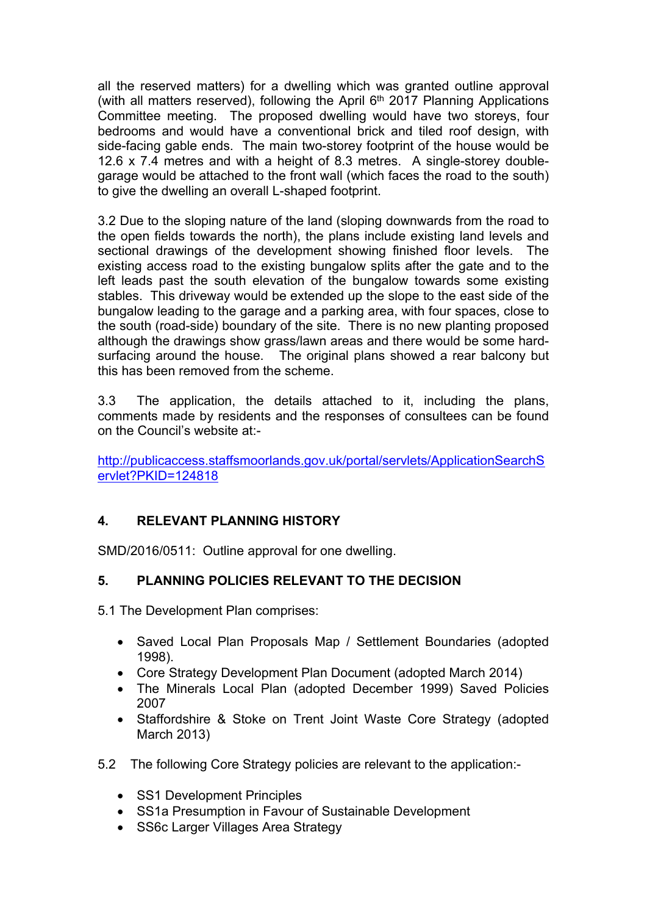all the reserved matters) for a dwelling which was granted outline approval (with all matters reserved), following the April 6th 2017 Planning Applications Committee meeting. The proposed dwelling would have two storeys, four bedrooms and would have a conventional brick and tiled roof design, with side-facing gable ends. The main two-storey footprint of the house would be 12.6 x 7.4 metres and with a height of 8.3 metres. A single-storey double-garage would be attached to the front wall (which faces the road to the south) to give the dwelling an overall L-shaped footprint.

3.2 Due to the sloping nature of the land (sloping downwards from the road to the open fields towards the north), the plans include existing land levels and sectional drawings of the development showing finished floor levels. The existing access road to the existing bungalow splits after the gate and to the left leads past the south elevation of the bungalow towards some existing stables. This driveway would be extended up the slope to the east side of the bungalow leading to the garage and a parking area, with four spaces, close to the south (road-side) boundary of the site. There is no new planting proposed although the drawings show grass/lawn areas and there would be some hard-surfacing around the house. The original plans showed a rear balcony but this has been removed from the scheme.

3.3 The application, the details attached to it, including the plans, comments made by residents and the responses of consultees can be found on the Council's website at:-

http://publicaccess.staffsmoorlands.gov.uk/portal/servlets/ApplicationSearchServlet?PKID=124818

## 4. RELEVANT PLANNING HISTORY

SMD/2016/0511: Outline approval for one dwelling.

## 5. PLANNING POLICIES RELEVANT TO THE DECISION

5.1 The Development Plan comprises:

- Saved Local Plan Proposals Map / Settlement Boundaries (adopted 1998).
- Core Strategy Development Plan Document (adopted March 2014)
- The Minerals Local Plan (adopted December 1999) Saved Policies 2007
- Staffordshire & Stoke on Trent Joint Waste Core Strategy (adopted March 2013)

5.2 The following Core Strategy policies are relevant to the application:-

- SS1 Development Principles
- SS1a Presumption in Favour of Sustainable Development
- SS6c Larger Villages Area Strategy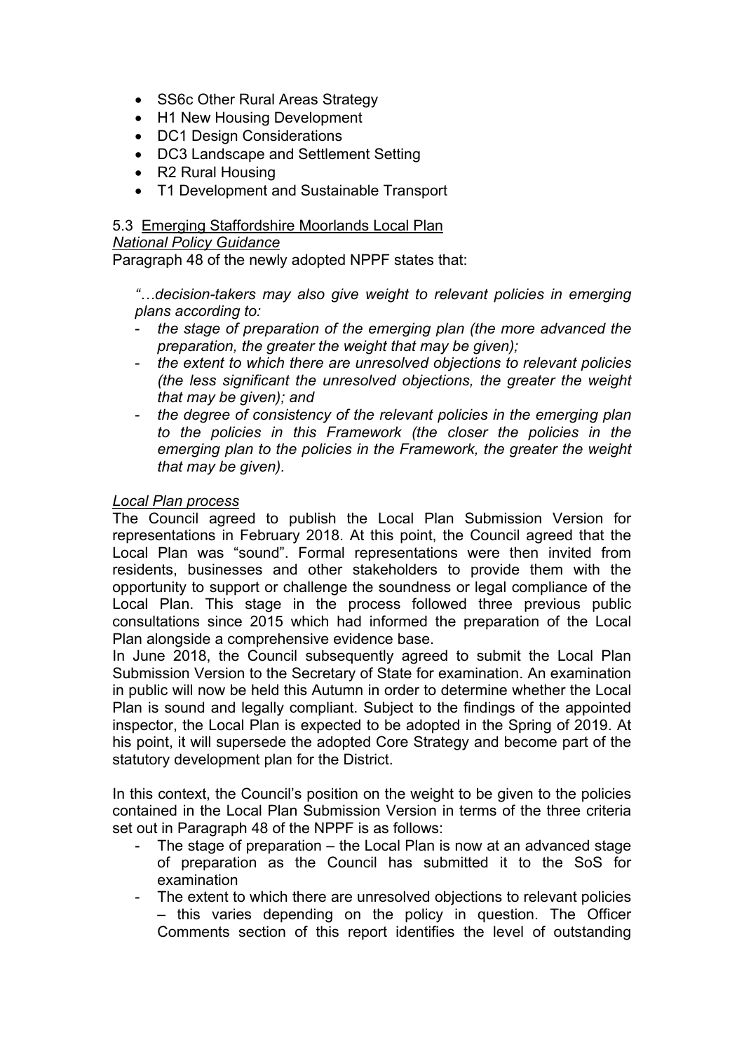- SS6c Other Rural Areas Strategy
- H1 New Housing Development
- DC1 Design Considerations
- DC3 Landscape and Settlement Setting
- R2 Rural Housing
- T1 Development and Sustainable Transport

5.3 <u>Emerging Staffordshire Moorlands Local Plan</u>

*<u>National Policy Guidance</u>*

Paragraph 48 of the newly adopted NPPF states that:

> *"…decision-takers may also give weight to relevant policies in emerging plans according to:*
> - *the stage of preparation of the emerging plan (the more advanced the preparation, the greater the weight that may be given);*
> - *the extent to which there are unresolved objections to relevant policies (the less significant the unresolved objections, the greater the weight that may be given); and*
> - *the degree of consistency of the relevant policies in the emerging plan to the policies in this Framework (the closer the policies in the emerging plan to the policies in the Framework, the greater the weight that may be given).*

*<u>Local Plan process</u>*

The Council agreed to publish the Local Plan Submission Version for representations in February 2018. At this point, the Council agreed that the Local Plan was "sound". Formal representations were then invited from residents, businesses and other stakeholders to provide them with the opportunity to support or challenge the soundness or legal compliance of the Local Plan. This stage in the process followed three previous public consultations since 2015 which had informed the preparation of the Local Plan alongside a comprehensive evidence base.

In June 2018, the Council subsequently agreed to submit the Local Plan Submission Version to the Secretary of State for examination. An examination in public will now be held this Autumn in order to determine whether the Local Plan is sound and legally compliant. Subject to the findings of the appointed inspector, the Local Plan is expected to be adopted in the Spring of 2019. At his point, it will supersede the adopted Core Strategy and become part of the statutory development plan for the District.

In this context, the Council's position on the weight to be given to the policies contained in the Local Plan Submission Version in terms of the three criteria set out in Paragraph 48 of the NPPF is as follows:

- The stage of preparation – the Local Plan is now at an advanced stage of preparation as the Council has submitted it to the SoS for examination
- The extent to which there are unresolved objections to relevant policies – this varies depending on the policy in question. The Officer Comments section of this report identifies the level of outstanding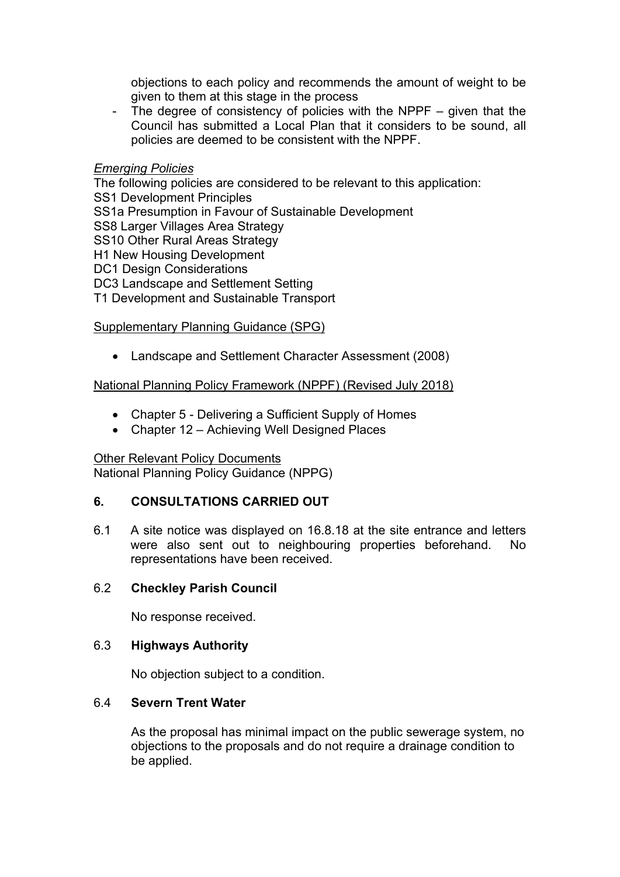objections to each policy and recommends the amount of weight to be given to them at this stage in the process

- The degree of consistency of policies with the NPPF – given that the Council has submitted a Local Plan that it considers to be sound, all policies are deemed to be consistent with the NPPF.

*Emerging Policies*

The following policies are considered to be relevant to this application:
SS1 Development Principles
SS1a Presumption in Favour of Sustainable Development
SS8 Larger Villages Area Strategy
SS10 Other Rural Areas Strategy
H1 New Housing Development
DC1 Design Considerations
DC3 Landscape and Settlement Setting
T1 Development and Sustainable Transport

Supplementary Planning Guidance (SPG)

- Landscape and Settlement Character Assessment (2008)

National Planning Policy Framework (NPPF) (Revised July 2018)

- Chapter 5 - Delivering a Sufficient Supply of Homes
- Chapter 12 – Achieving Well Designed Places

Other Relevant Policy Documents
National Planning Policy Guidance (NPPG)

## 6. CONSULTATIONS CARRIED OUT

6.1 A site notice was displayed on 16.8.18 at the site entrance and letters were also sent out to neighbouring properties beforehand. No representations have been received.

6.2 **Checkley Parish Council**

No response received.

6.3 **Highways Authority**

No objection subject to a condition.

6.4 **Severn Trent Water**

As the proposal has minimal impact on the public sewerage system, no objections to the proposals and do not require a drainage condition to be applied.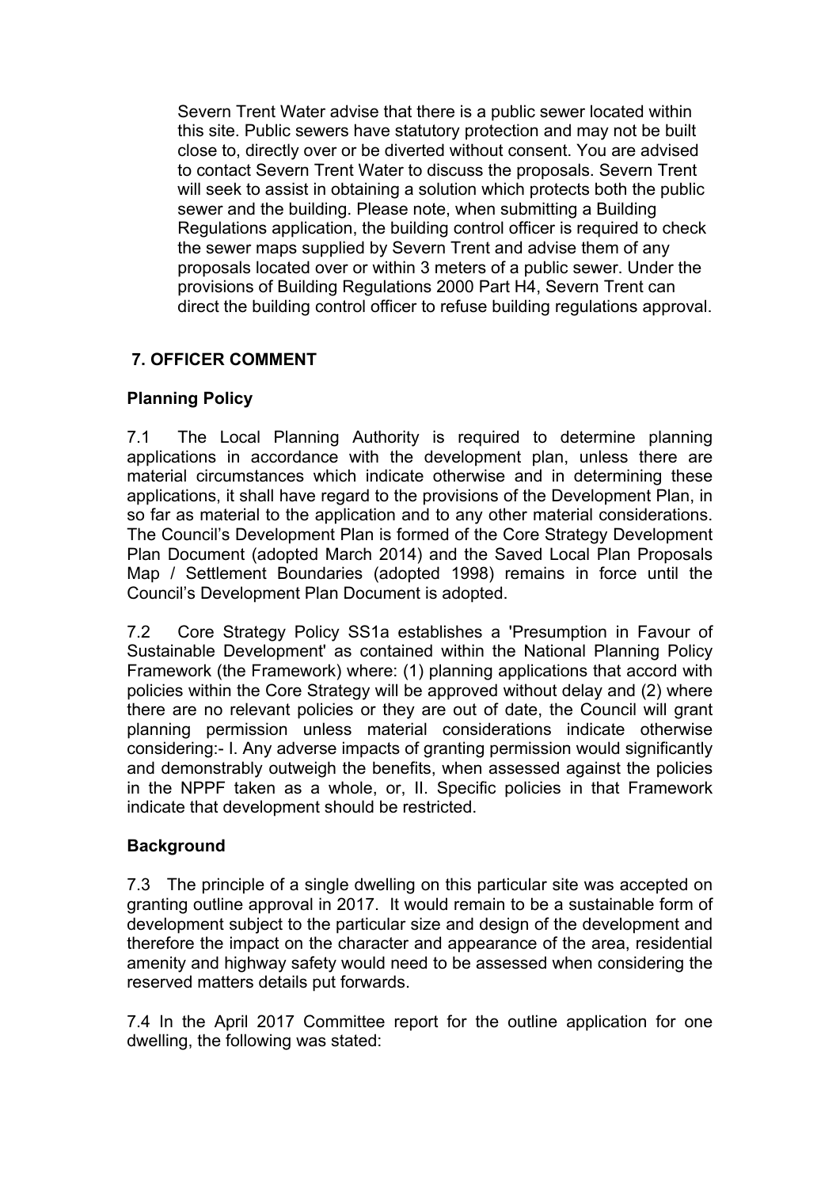Severn Trent Water advise that there is a public sewer located within this site. Public sewers have statutory protection and may not be built close to, directly over or be diverted without consent. You are advised to contact Severn Trent Water to discuss the proposals. Severn Trent will seek to assist in obtaining a solution which protects both the public sewer and the building. Please note, when submitting a Building Regulations application, the building control officer is required to check the sewer maps supplied by Severn Trent and advise them of any proposals located over or within 3 meters of a public sewer. Under the provisions of Building Regulations 2000 Part H4, Severn Trent can direct the building control officer to refuse building regulations approval.

## 7. OFFICER COMMENT

### Planning Policy

7.1 The Local Planning Authority is required to determine planning applications in accordance with the development plan, unless there are material circumstances which indicate otherwise and in determining these applications, it shall have regard to the provisions of the Development Plan, in so far as material to the application and to any other material considerations. The Council's Development Plan is formed of the Core Strategy Development Plan Document (adopted March 2014) and the Saved Local Plan Proposals Map / Settlement Boundaries (adopted 1998) remains in force until the Council's Development Plan Document is adopted.

7.2 Core Strategy Policy SS1a establishes a 'Presumption in Favour of Sustainable Development' as contained within the National Planning Policy Framework (the Framework) where: (1) planning applications that accord with policies within the Core Strategy will be approved without delay and (2) where there are no relevant policies or they are out of date, the Council will grant planning permission unless material considerations indicate otherwise considering:- I. Any adverse impacts of granting permission would significantly and demonstrably outweigh the benefits, when assessed against the policies in the NPPF taken as a whole, or, II. Specific policies in that Framework indicate that development should be restricted.

### Background

7.3 The principle of a single dwelling on this particular site was accepted on granting outline approval in 2017. It would remain to be a sustainable form of development subject to the particular size and design of the development and therefore the impact on the character and appearance of the area, residential amenity and highway safety would need to be assessed when considering the reserved matters details put forwards.

7.4 In the April 2017 Committee report for the outline application for one dwelling, the following was stated: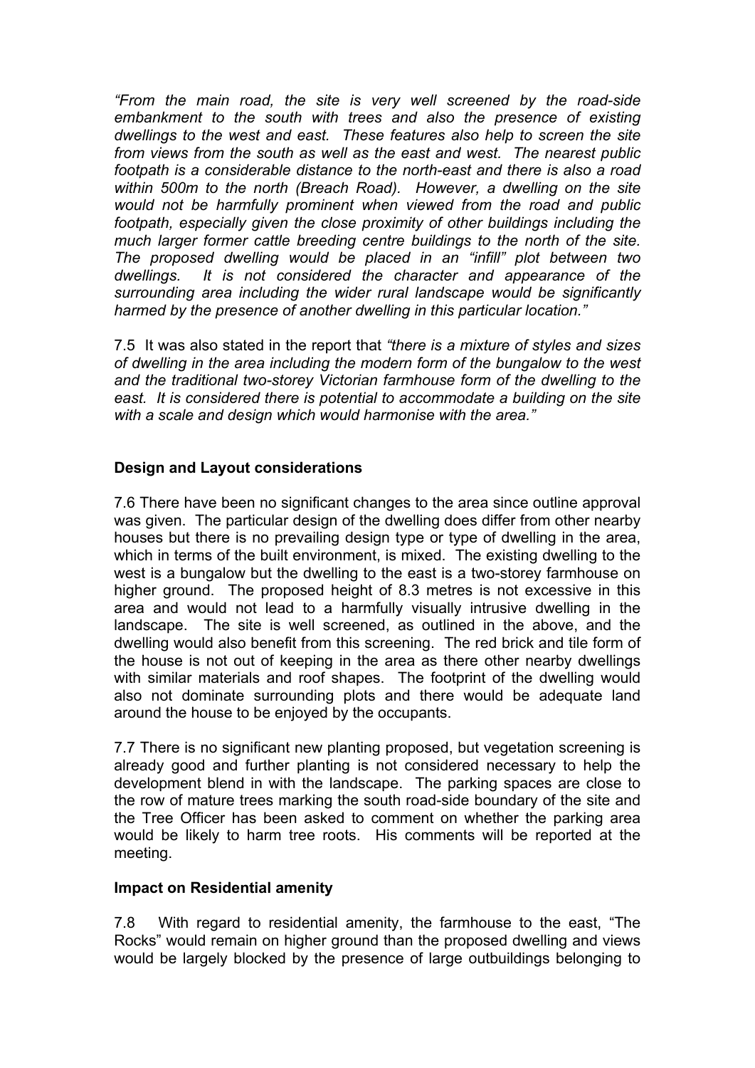*"From the main road, the site is very well screened by the road-side embankment to the south with trees and also the presence of existing dwellings to the west and east. These features also help to screen the site from views from the south as well as the east and west. The nearest public footpath is a considerable distance to the north-east and there is also a road within 500m to the north (Breach Road). However, a dwelling on the site would not be harmfully prominent when viewed from the road and public footpath, especially given the close proximity of other buildings including the much larger former cattle breeding centre buildings to the north of the site. The proposed dwelling would be placed in an "infill" plot between two dwellings. It is not considered the character and appearance of the surrounding area including the wider rural landscape would be significantly harmed by the presence of another dwelling in this particular location."*

7.5 It was also stated in the report that *"there is a mixture of styles and sizes of dwelling in the area including the modern form of the bungalow to the west and the traditional two-storey Victorian farmhouse form of the dwelling to the east. It is considered there is potential to accommodate a building on the site with a scale and design which would harmonise with the area."*

**Design and Layout considerations**

7.6 There have been no significant changes to the area since outline approval was given. The particular design of the dwelling does differ from other nearby houses but there is no prevailing design type or type of dwelling in the area, which in terms of the built environment, is mixed. The existing dwelling to the west is a bungalow but the dwelling to the east is a two-storey farmhouse on higher ground. The proposed height of 8.3 metres is not excessive in this area and would not lead to a harmfully visually intrusive dwelling in the landscape. The site is well screened, as outlined in the above, and the dwelling would also benefit from this screening. The red brick and tile form of the house is not out of keeping in the area as there other nearby dwellings with similar materials and roof shapes. The footprint of the dwelling would also not dominate surrounding plots and there would be adequate land around the house to be enjoyed by the occupants.

7.7 There is no significant new planting proposed, but vegetation screening is already good and further planting is not considered necessary to help the development blend in with the landscape. The parking spaces are close to the row of mature trees marking the south road-side boundary of the site and the Tree Officer has been asked to comment on whether the parking area would be likely to harm tree roots. His comments will be reported at the meeting.

**Impact on Residential amenity**

7.8 With regard to residential amenity, the farmhouse to the east, "The Rocks" would remain on higher ground than the proposed dwelling and views would be largely blocked by the presence of large outbuildings belonging to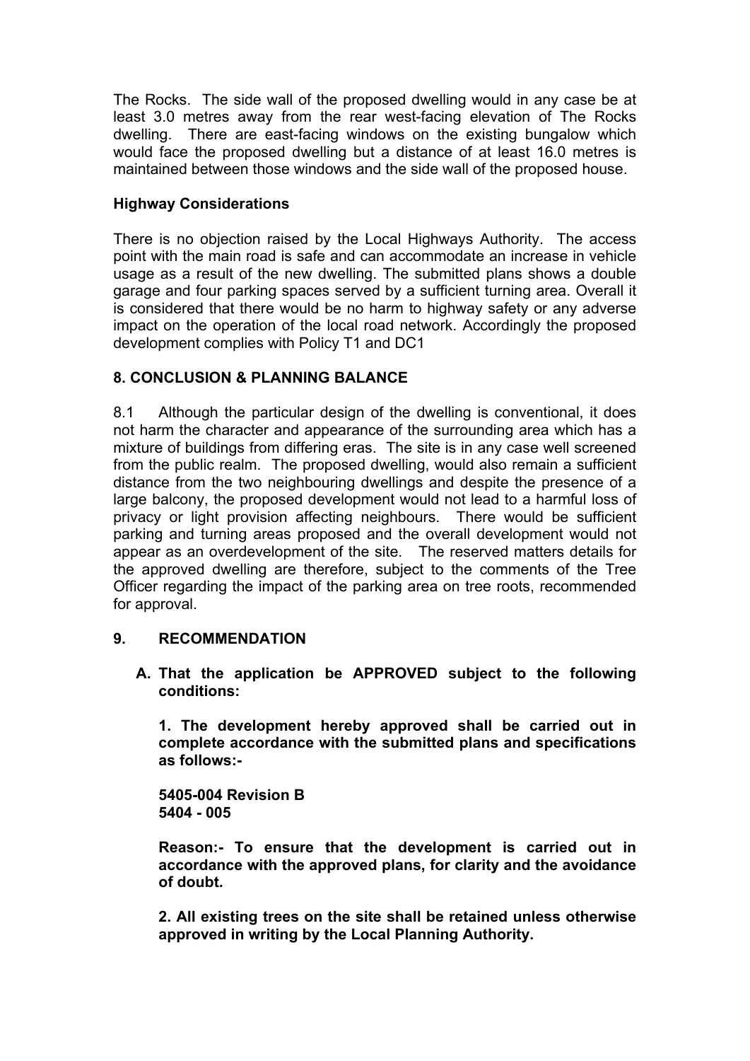The Rocks. The side wall of the proposed dwelling would in any case be at least 3.0 metres away from the rear west-facing elevation of The Rocks dwelling. There are east-facing windows on the existing bungalow which would face the proposed dwelling but a distance of at least 16.0 metres is maintained between those windows and the side wall of the proposed house.

**Highway Considerations**

There is no objection raised by the Local Highways Authority. The access point with the main road is safe and can accommodate an increase in vehicle usage as a result of the new dwelling. The submitted plans shows a double garage and four parking spaces served by a sufficient turning area. Overall it is considered that there would be no harm to highway safety or any adverse impact on the operation of the local road network. Accordingly the proposed development complies with Policy T1 and DC1

## 8. CONCLUSION & PLANNING BALANCE

8.1 Although the particular design of the dwelling is conventional, it does not harm the character and appearance of the surrounding area which has a mixture of buildings from differing eras. The site is in any case well screened from the public realm. The proposed dwelling, would also remain a sufficient distance from the two neighbouring dwellings and despite the presence of a large balcony, the proposed development would not lead to a harmful loss of privacy or light provision affecting neighbours. There would be sufficient parking and turning areas proposed and the overall development would not appear as an overdevelopment of the site. The reserved matters details for the approved dwelling are therefore, subject to the comments of the Tree Officer regarding the impact of the parking area on tree roots, recommended for approval.

## 9. RECOMMENDATION

**A. That the application be APPROVED subject to the following conditions:**

**1. The development hereby approved shall be carried out in complete accordance with the submitted plans and specifications as follows:-**

**5405-004 Revision B**
**5404 - 005**

**Reason:- To ensure that the development is carried out in accordance with the approved plans, for clarity and the avoidance of doubt.**

**2. All existing trees on the site shall be retained unless otherwise approved in writing by the Local Planning Authority.**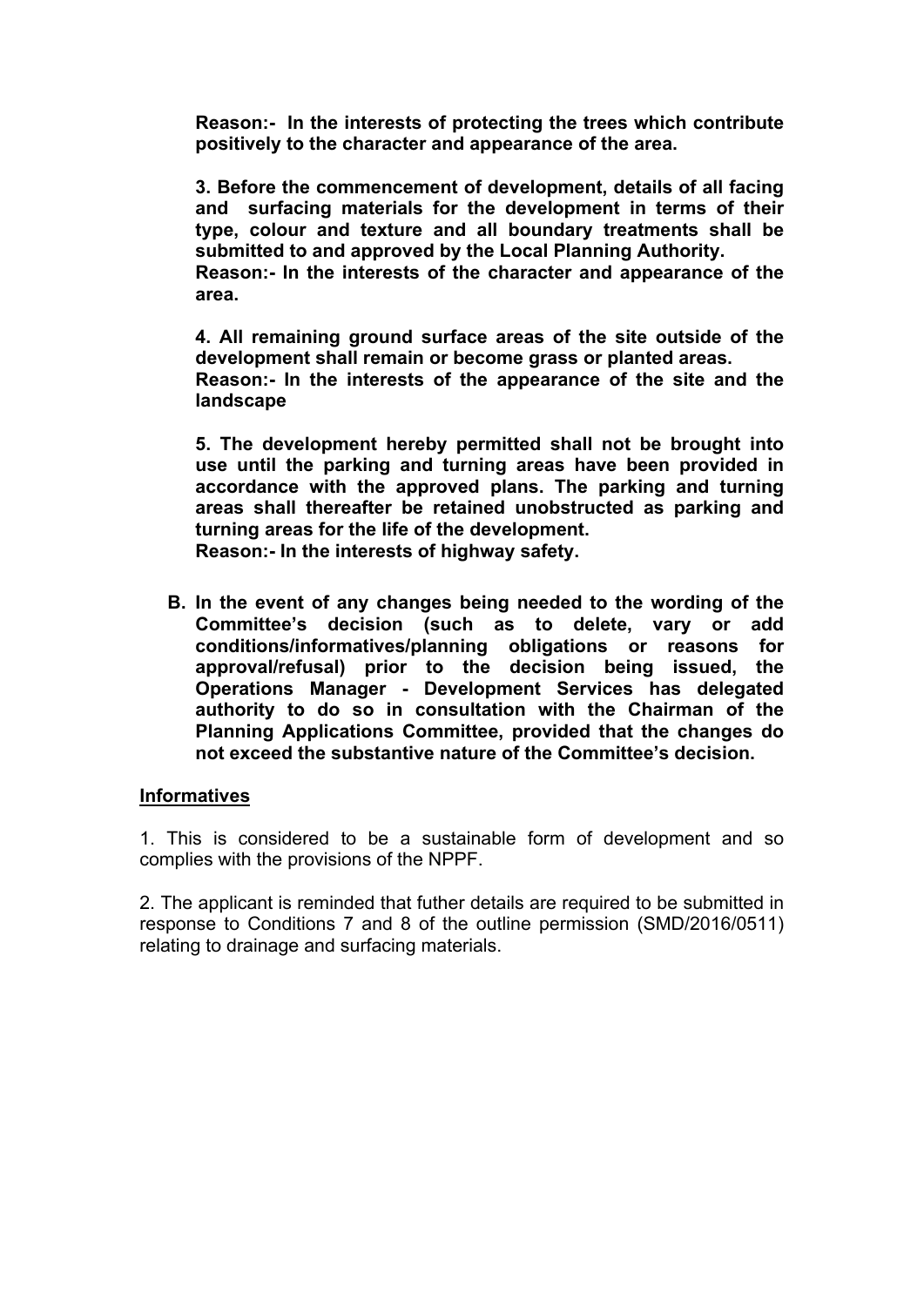**Reason:- In the interests of protecting the trees which contribute positively to the character and appearance of the area.**

**3. Before the commencement of development, details of all facing and surfacing materials for the development in terms of their type, colour and texture and all boundary treatments shall be submitted to and approved by the Local Planning Authority.**
**Reason:- In the interests of the character and appearance of the area.**

**4. All remaining ground surface areas of the site outside of the development shall remain or become grass or planted areas.**
**Reason:- In the interests of the appearance of the site and the landscape**

**5. The development hereby permitted shall not be brought into use until the parking and turning areas have been provided in accordance with the approved plans. The parking and turning areas shall thereafter be retained unobstructed as parking and turning areas for the life of the development.**
**Reason:- In the interests of highway safety.**

**B. In the event of any changes being needed to the wording of the Committee's decision (such as to delete, vary or add conditions/informatives/planning obligations or reasons for approval/refusal) prior to the decision being issued, the Operations Manager - Development Services has delegated authority to do so in consultation with the Chairman of the Planning Applications Committee, provided that the changes do not exceed the substantive nature of the Committee's decision.**

## Informatives

1. This is considered to be a sustainable form of development and so complies with the provisions of the NPPF.

2. The applicant is reminded that futher details are required to be submitted in response to Conditions 7 and 8 of the outline permission (SMD/2016/0511) relating to drainage and surfacing materials.